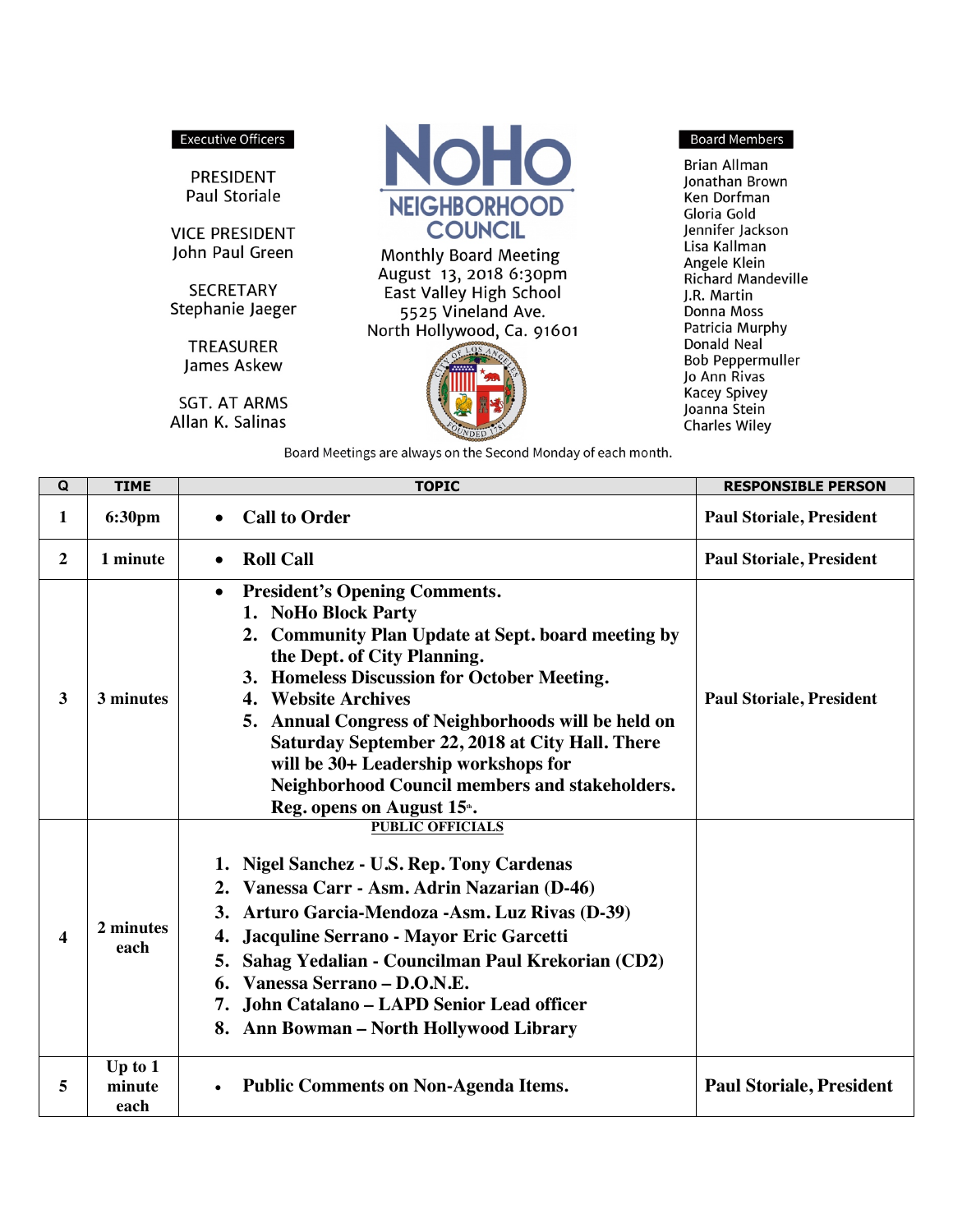# NoHo NEIGHBORHOOD COUNCIL

**Executive Officers**

PRESIDENT
Paul Storiale

VICE PRESIDENT
John Paul Green

SECRETARY
Stephanie Jaeger

TREASURER
James Askew

SGT. AT ARMS
Allan K. Salinas

Monthly Board Meeting
August 13, 2018 6:30pm
East Valley High School
5525 Vineland Ave.
North Hollywood, Ca. 91601

**Board Members**

Brian Allman
Jonathan Brown
Ken Dorfman
Gloria Gold
Jennifer Jackson
Lisa Kallman
Angele Klein
Richard Mandeville
J.R. Martin
Donna Moss
Patricia Murphy
Donald Neal
Bob Peppermuller
Jo Ann Rivas
Kacey Spivey
Joanna Stein
Charles Wiley

Board Meetings are always on the Second Monday of each month.

| Q | TIME | TOPIC | RESPONSIBLE PERSON |
|---|---|---|---|
| 1 | 6:30pm | • **Call to Order** | **Paul Storiale, President** |
| 2 | 1 minute | • **Roll Call** | **Paul Storiale, President** |
| 3 | 3 minutes | • **President's Opening Comments.**<br>1. **NoHo Block Party**<br>2. **Community Plan Update at Sept. board meeting by the Dept. of City Planning.**<br>3. **Homeless Discussion for October Meeting.**<br>4. **Website Archives**<br>5. **Annual Congress of Neighborhoods will be held on Saturday September 22, 2018 at City Hall. There will be 30+ Leadership workshops for Neighborhood Council members and stakeholders. Reg. opens on August 15th.** | **Paul Storiale, President** |
| 4 | 2 minutes each | **PUBLIC OFFICIALS**<br>1. **Nigel Sanchez - U.S. Rep. Tony Cardenas**<br>2. **Vanessa Carr - Asm. Adrin Nazarian (D-46)**<br>3. **Arturo Garcia-Mendoza -Asm. Luz Rivas (D-39)**<br>4. **Jacquline Serrano - Mayor Eric Garcetti**<br>5. **Sahag Yedalian - Councilman Paul Krekorian (CD2)**<br>6. **Vanessa Serrano – D.O.N.E.**<br>7. **John Catalano – LAPD Senior Lead officer**<br>8. **Ann Bowman – North Hollywood Library** | |
| 5 | Up to 1 minute each | • **Public Comments on Non-Agenda Items.** | **Paul Storiale, President** |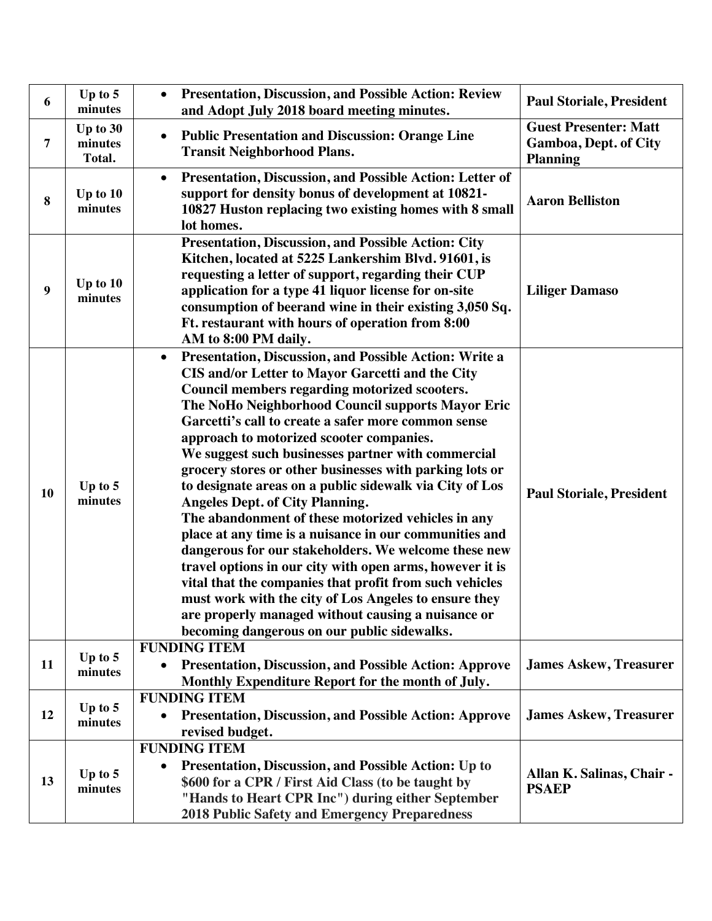| | | | |
|---|---|---|---|
| **6** | **Up to 5 minutes** | • **Presentation, Discussion, and Possible Action: Review and Adopt July 2018 board meeting minutes.** | **Paul Storiale, President** |
| **7** | **Up to 30 minutes Total.** | • **Public Presentation and Discussion: Orange Line Transit Neighborhood Plans.** | **Guest Presenter: Matt Gamboa, Dept. of City Planning** |
| **8** | **Up to 10 minutes** | • **Presentation, Discussion, and Possible Action: Letter of support for density bonus of development at 10821-10827 Huston replacing two existing homes with 8 small lot homes.** | **Aaron Belliston** |
| **9** | **Up to 10 minutes** | **Presentation, Discussion, and Possible Action: City Kitchen, located at 5225 Lankershim Blvd. 91601, is requesting a letter of support, regarding their CUP application for a type 41 liquor license for on-site consumption of beerand wine in their existing 3,050 Sq. Ft. restaurant with hours of operation from 8:00 AM to 8:00 PM daily.** | **Liliger Damaso** |
| **10** | **Up to 5 minutes** | • **Presentation, Discussion, and Possible Action: Write a CIS and/or Letter to Mayor Garcetti and the City Council members regarding motorized scooters.** **The NoHo Neighborhood Council supports Mayor Eric Garcetti's call to create a safer more common sense approach to motorized scooter companies.** **We suggest such businesses partner with commercial grocery stores or other businesses with parking lots or to designate areas on a public sidewalk via City of Los Angeles Dept. of City Planning.** **The abandonment of these motorized vehicles in any place at any time is a nuisance in our communities and dangerous for our stakeholders. We welcome these new travel options in our city with open arms, however it is vital that the companies that profit from such vehicles must work with the city of Los Angeles to ensure they are properly managed without causing a nuisance or becoming dangerous on our public sidewalks.** | **Paul Storiale, President** |
| **11** | **Up to 5 minutes** | **FUNDING ITEM** • **Presentation, Discussion, and Possible Action: Approve Monthly Expenditure Report for the month of July.** | **James Askew, Treasurer** |
| **12** | **Up to 5 minutes** | **FUNDING ITEM** • **Presentation, Discussion, and Possible Action: Approve revised budget.** | **James Askew, Treasurer** |
| **13** | **Up to 5 minutes** | **FUNDING ITEM** • **Presentation, Discussion, and Possible Action: Up to $600 for a CPR / First Aid Class (to be taught by "Hands to Heart CPR Inc") during either September 2018 Public Safety and Emergency Preparedness** | **Allan K. Salinas, Chair - PSAEP** |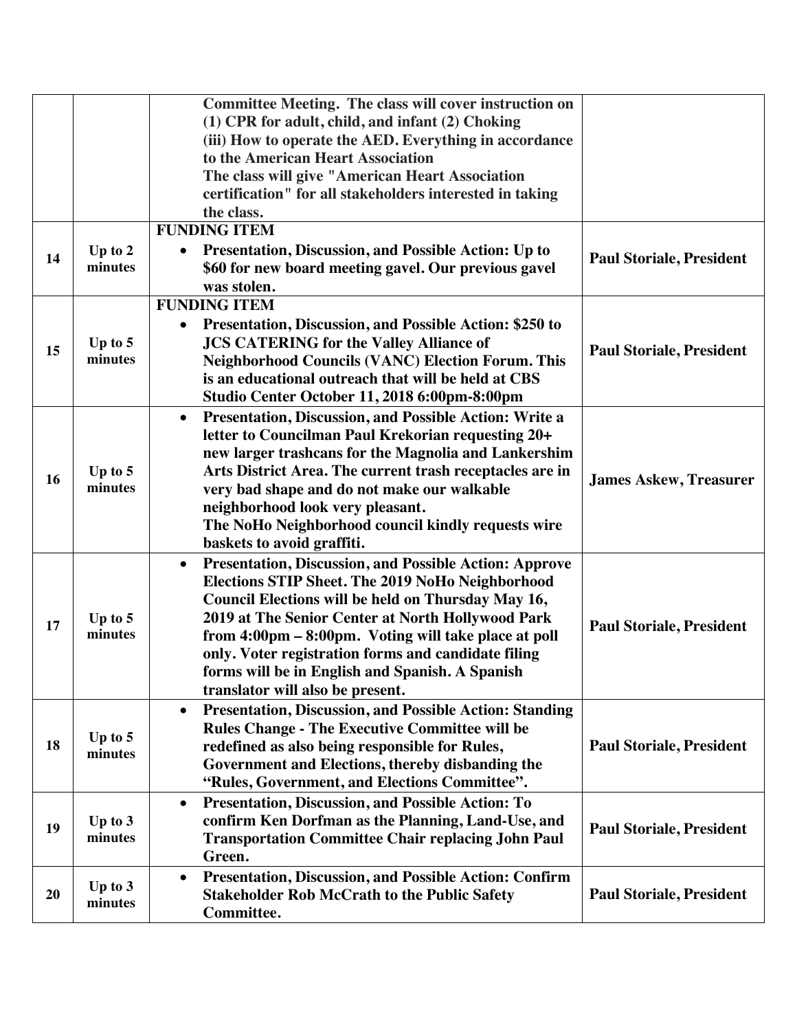| | | | |
|---|---|---|---|
| | | **Committee Meeting. The class will cover instruction on (1) CPR for adult, child, and infant (2) Choking (iii) How to operate the AED. Everything in accordance to the American Heart Association The class will give "American Heart Association certification" for all stakeholders interested in taking the class.** | |
| **14** | **Up to 2 minutes** | **FUNDING ITEM** <br> • **Presentation, Discussion, and Possible Action: Up to $60 for new board meeting gavel. Our previous gavel was stolen.** | **Paul Storiale, President** |
| **15** | **Up to 5 minutes** | **FUNDING ITEM** <br> • **Presentation, Discussion, and Possible Action: $250 to JCS CATERING for the Valley Alliance of Neighborhood Councils (VANC) Election Forum. This is an educational outreach that will be held at CBS Studio Center October 11, 2018 6:00pm-8:00pm** | **Paul Storiale, President** |
| **16** | **Up to 5 minutes** | • **Presentation, Discussion, and Possible Action: Write a letter to Councilman Paul Krekorian requesting 20+ new larger trashcans for the Magnolia and Lankershim Arts District Area. The current trash receptacles are in very bad shape and do not make our walkable neighborhood look very pleasant. The NoHo Neighborhood council kindly requests wire baskets to avoid graffiti.** | **James Askew, Treasurer** |
| **17** | **Up to 5 minutes** | • **Presentation, Discussion, and Possible Action: Approve Elections STIP Sheet. The 2019 NoHo Neighborhood Council Elections will be held on Thursday May 16, 2019 at The Senior Center at North Hollywood Park from 4:00pm – 8:00pm. Voting will take place at poll only. Voter registration forms and candidate filing forms will be in English and Spanish. A Spanish translator will also be present.** | **Paul Storiale, President** |
| **18** | **Up to 5 minutes** | • **Presentation, Discussion, and Possible Action: Standing Rules Change - The Executive Committee will be redefined as also being responsible for Rules, Government and Elections, thereby disbanding the "Rules, Government, and Elections Committee".** | **Paul Storiale, President** |
| **19** | **Up to 3 minutes** | • **Presentation, Discussion, and Possible Action: To confirm Ken Dorfman as the Planning, Land-Use, and Transportation Committee Chair replacing John Paul Green.** | **Paul Storiale, President** |
| **20** | **Up to 3 minutes** | • **Presentation, Discussion, and Possible Action: Confirm Stakeholder Rob McCrath to the Public Safety Committee.** | **Paul Storiale, President** |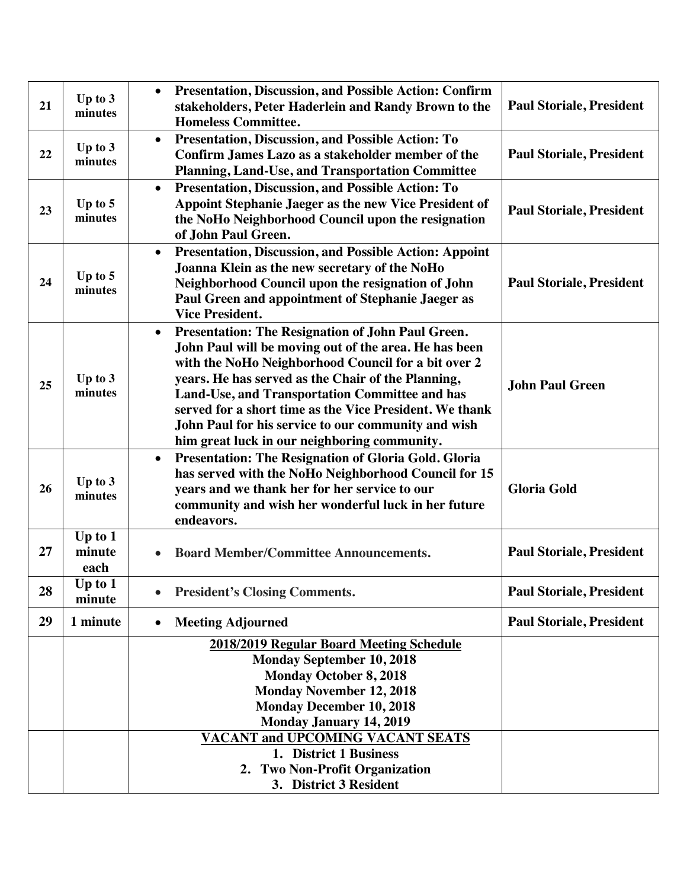| | | | |
|---|---|---|---|
| 21 | Up to 3 minutes | • **Presentation, Discussion, and Possible Action: Confirm stakeholders, Peter Haderlein and Randy Brown to the Homeless Committee.** | **Paul Storiale, President** |
| 22 | Up to 3 minutes | • **Presentation, Discussion, and Possible Action: To Confirm James Lazo as a stakeholder member of the Planning, Land-Use, and Transportation Committee** | **Paul Storiale, President** |
| 23 | Up to 5 minutes | • **Presentation, Discussion, and Possible Action: To Appoint Stephanie Jaeger as the new Vice President of the NoHo Neighborhood Council upon the resignation of John Paul Green.** | **Paul Storiale, President** |
| 24 | Up to 5 minutes | • **Presentation, Discussion, and Possible Action: Appoint Joanna Klein as the new secretary of the NoHo Neighborhood Council upon the resignation of John Paul Green and appointment of Stephanie Jaeger as Vice President.** | **Paul Storiale, President** |
| 25 | Up to 3 minutes | • **Presentation: The Resignation of John Paul Green. John Paul will be moving out of the area. He has been with the NoHo Neighborhood Council for a bit over 2 years. He has served as the Chair of the Planning, Land-Use, and Transportation Committee and has served for a short time as the Vice President. We thank John Paul for his service to our community and wish him great luck in our neighboring community.** | **John Paul Green** |
| 26 | Up to 3 minutes | • **Presentation: The Resignation of Gloria Gold. Gloria has served with the NoHo Neighborhood Council for 15 years and we thank her for her service to our community and wish her wonderful luck in her future endeavors.** | **Gloria Gold** |
| 27 | Up to 1 minute each | • **Board Member/Committee Announcements.** | **Paul Storiale, President** |
| 28 | Up to 1 minute | • **President's Closing Comments.** | **Paul Storiale, President** |
| 29 | 1 minute | • **Meeting Adjourned** | **Paul Storiale, President** |
| | | **2018/2019 Regular Board Meeting Schedule**<br>**Monday September 10, 2018**<br>**Monday October 8, 2018**<br>**Monday November 12, 2018**<br>**Monday December 10, 2018**<br>**Monday January 14, 2019** | |
| | | **VACANT and UPCOMING VACANT SEATS**<br>**1. District 1 Business**<br>**2. Two Non-Profit Organization**<br>**3. District 3 Resident** | |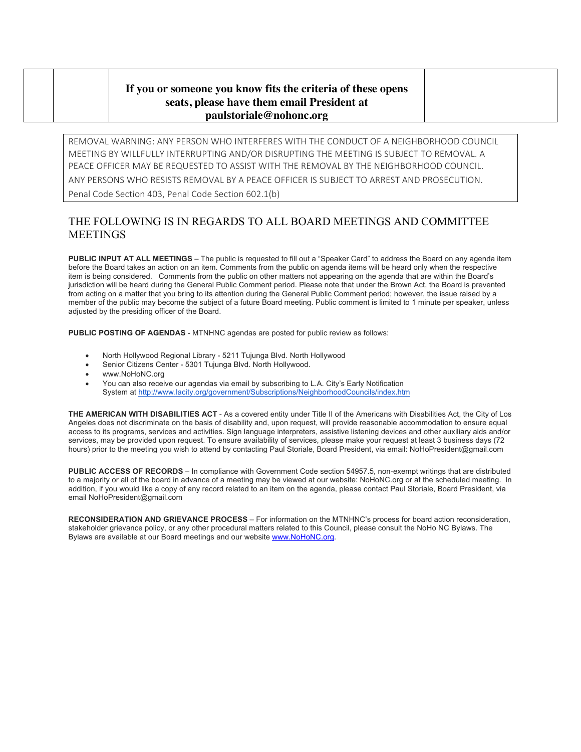| | | If you or someone you know fits the criteria of these opens seats, please have them email President at paulstoriale@nohonc.org | |
|---|---|---|---|

REMOVAL WARNING: ANY PERSON WHO INTERFERES WITH THE CONDUCT OF A NEIGHBORHOOD COUNCIL MEETING BY WILLFULLY INTERRUPTING AND/OR DISRUPTING THE MEETING IS SUBJECT TO REMOVAL. A PEACE OFFICER MAY BE REQUESTED TO ASSIST WITH THE REMOVAL BY THE NEIGHBORHOOD COUNCIL. ANY PERSONS WHO RESISTS REMOVAL BY A PEACE OFFICER IS SUBJECT TO ARREST AND PROSECUTION. Penal Code Section 403, Penal Code Section 602.1(b)

## THE FOLLOWING IS IN REGARDS TO ALL BOARD MEETINGS AND COMMITTEE MEETINGS

**PUBLIC INPUT AT ALL MEETINGS** – The public is requested to fill out a "Speaker Card" to address the Board on any agenda item before the Board takes an action on an item. Comments from the public on agenda items will be heard only when the respective item is being considered. Comments from the public on other matters not appearing on the agenda that are within the Board's jurisdiction will be heard during the General Public Comment period. Please note that under the Brown Act, the Board is prevented from acting on a matter that you bring to its attention during the General Public Comment period; however, the issue raised by a member of the public may become the subject of a future Board meeting. Public comment is limited to 1 minute per speaker, unless adjusted by the presiding officer of the Board.

**PUBLIC POSTING OF AGENDAS** - MTNHNC agendas are posted for public review as follows:

- North Hollywood Regional Library - 5211 Tujunga Blvd. North Hollywood
- Senior Citizens Center - 5301 Tujunga Blvd. North Hollywood.
- www.NoHoNC.org
- You can also receive our agendas via email by subscribing to L.A. City's Early Notification System at http://www.lacity.org/government/Subscriptions/NeighborhoodCouncils/index.htm

**THE AMERICAN WITH DISABILITIES ACT** - As a covered entity under Title II of the Americans with Disabilities Act, the City of Los Angeles does not discriminate on the basis of disability and, upon request, will provide reasonable accommodation to ensure equal access to its programs, services and activities. Sign language interpreters, assistive listening devices and other auxiliary aids and/or services, may be provided upon request. To ensure availability of services, please make your request at least 3 business days (72 hours) prior to the meeting you wish to attend by contacting Paul Storiale, Board President, via email: NoHoPresident@gmail.com

**PUBLIC ACCESS OF RECORDS** – In compliance with Government Code section 54957.5, non-exempt writings that are distributed to a majority or all of the board in advance of a meeting may be viewed at our website: NoHoNC.org or at the scheduled meeting. In addition, if you would like a copy of any record related to an item on the agenda, please contact Paul Storiale, Board President, via email NoHoPresident@gmail.com

**RECONSIDERATION AND GRIEVANCE PROCESS** – For information on the MTNHNC's process for board action reconsideration, stakeholder grievance policy, or any other procedural matters related to this Council, please consult the NoHo NC Bylaws. The Bylaws are available at our Board meetings and our website www.NoHoNC.org.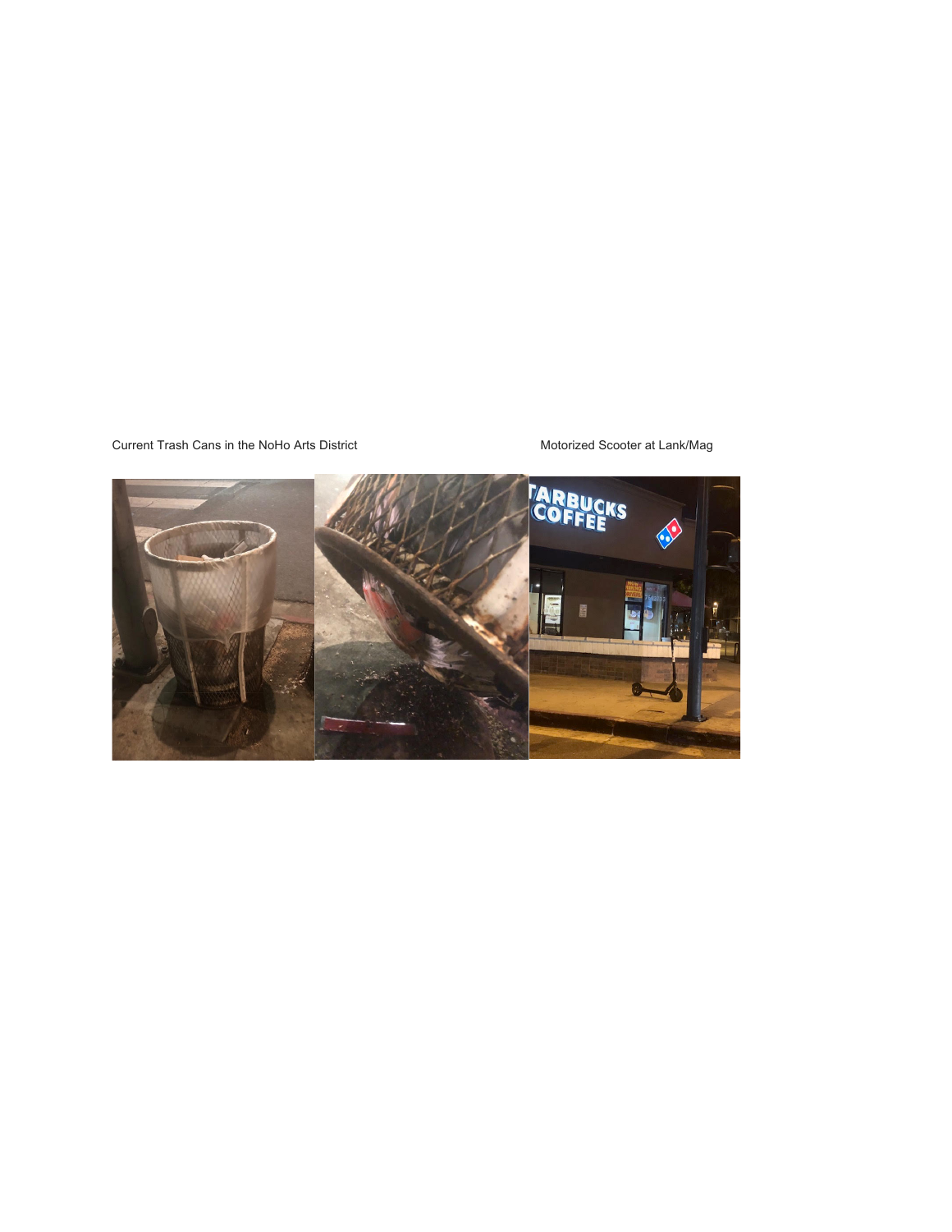Current Trash Cans in the NoHo Arts District

Motorized Scooter at Lank/Mag